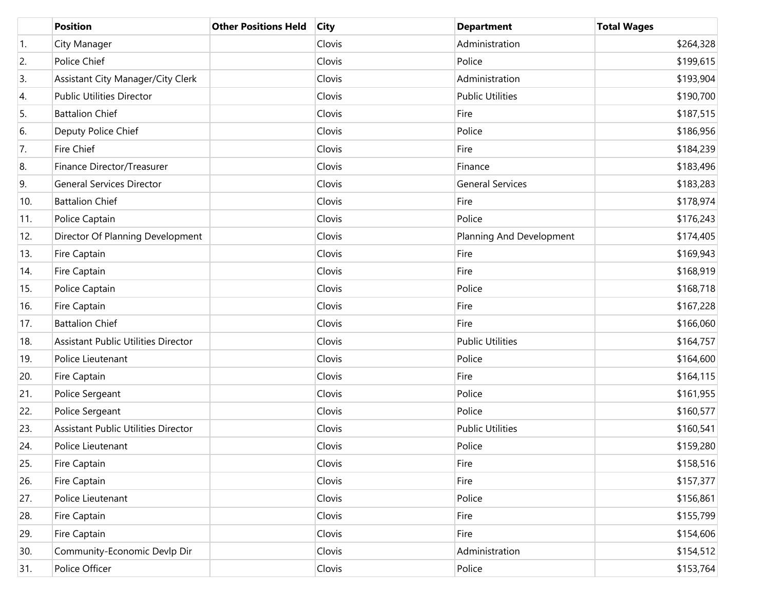| | Position | Other Positions Held | City | Department | Total Wages |
|---|---|---|---|---|---|
| 1. | City Manager | | Clovis | Administration | $264,328 |
| 2. | Police Chief | | Clovis | Police | $199,615 |
| 3. | Assistant City Manager/City Clerk | | Clovis | Administration | $193,904 |
| 4. | Public Utilities Director | | Clovis | Public Utilities | $190,700 |
| 5. | Battalion Chief | | Clovis | Fire | $187,515 |
| 6. | Deputy Police Chief | | Clovis | Police | $186,956 |
| 7. | Fire Chief | | Clovis | Fire | $184,239 |
| 8. | Finance Director/Treasurer | | Clovis | Finance | $183,496 |
| 9. | General Services Director | | Clovis | General Services | $183,283 |
| 10. | Battalion Chief | | Clovis | Fire | $178,974 |
| 11. | Police Captain | | Clovis | Police | $176,243 |
| 12. | Director Of Planning Development | | Clovis | Planning And Development | $174,405 |
| 13. | Fire Captain | | Clovis | Fire | $169,943 |
| 14. | Fire Captain | | Clovis | Fire | $168,919 |
| 15. | Police Captain | | Clovis | Police | $168,718 |
| 16. | Fire Captain | | Clovis | Fire | $167,228 |
| 17. | Battalion Chief | | Clovis | Fire | $166,060 |
| 18. | Assistant Public Utilities Director | | Clovis | Public Utilities | $164,757 |
| 19. | Police Lieutenant | | Clovis | Police | $164,600 |
| 20. | Fire Captain | | Clovis | Fire | $164,115 |
| 21. | Police Sergeant | | Clovis | Police | $161,955 |
| 22. | Police Sergeant | | Clovis | Police | $160,577 |
| 23. | Assistant Public Utilities Director | | Clovis | Public Utilities | $160,541 |
| 24. | Police Lieutenant | | Clovis | Police | $159,280 |
| 25. | Fire Captain | | Clovis | Fire | $158,516 |
| 26. | Fire Captain | | Clovis | Fire | $157,377 |
| 27. | Police Lieutenant | | Clovis | Police | $156,861 |
| 28. | Fire Captain | | Clovis | Fire | $155,799 |
| 29. | Fire Captain | | Clovis | Fire | $154,606 |
| 30. | Community-Economic Devlp Dir | | Clovis | Administration | $154,512 |
| 31. | Police Officer | | Clovis | Police | $153,764 |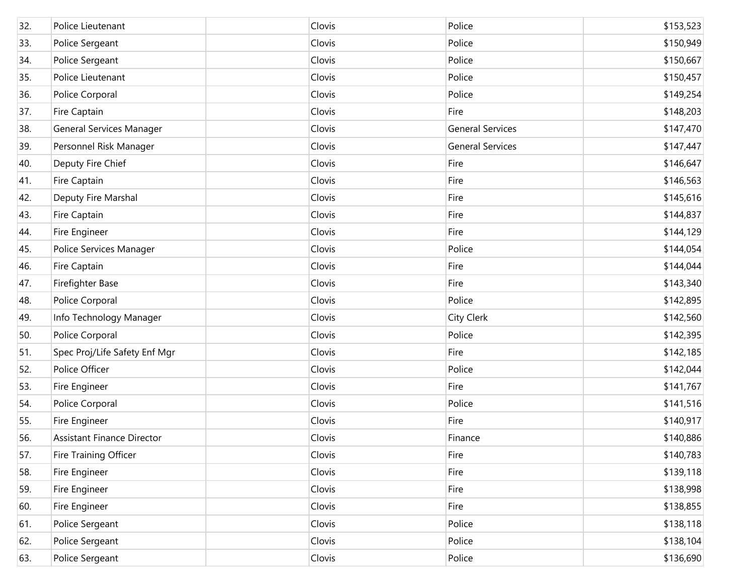| | | | | | |
|---|---|---|---|---|---|
| 32. | Police Lieutenant | | Clovis | Police | $153,523 |
| 33. | Police Sergeant | | Clovis | Police | $150,949 |
| 34. | Police Sergeant | | Clovis | Police | $150,667 |
| 35. | Police Lieutenant | | Clovis | Police | $150,457 |
| 36. | Police Corporal | | Clovis | Police | $149,254 |
| 37. | Fire Captain | | Clovis | Fire | $148,203 |
| 38. | General Services Manager | | Clovis | General Services | $147,470 |
| 39. | Personnel Risk Manager | | Clovis | General Services | $147,447 |
| 40. | Deputy Fire Chief | | Clovis | Fire | $146,647 |
| 41. | Fire Captain | | Clovis | Fire | $146,563 |
| 42. | Deputy Fire Marshal | | Clovis | Fire | $145,616 |
| 43. | Fire Captain | | Clovis | Fire | $144,837 |
| 44. | Fire Engineer | | Clovis | Fire | $144,129 |
| 45. | Police Services Manager | | Clovis | Police | $144,054 |
| 46. | Fire Captain | | Clovis | Fire | $144,044 |
| 47. | Firefighter Base | | Clovis | Fire | $143,340 |
| 48. | Police Corporal | | Clovis | Police | $142,895 |
| 49. | Info Technology Manager | | Clovis | City Clerk | $142,560 |
| 50. | Police Corporal | | Clovis | Police | $142,395 |
| 51. | Spec Proj/Life Safety Enf Mgr | | Clovis | Fire | $142,185 |
| 52. | Police Officer | | Clovis | Police | $142,044 |
| 53. | Fire Engineer | | Clovis | Fire | $141,767 |
| 54. | Police Corporal | | Clovis | Police | $141,516 |
| 55. | Fire Engineer | | Clovis | Fire | $140,917 |
| 56. | Assistant Finance Director | | Clovis | Finance | $140,886 |
| 57. | Fire Training Officer | | Clovis | Fire | $140,783 |
| 58. | Fire Engineer | | Clovis | Fire | $139,118 |
| 59. | Fire Engineer | | Clovis | Fire | $138,998 |
| 60. | Fire Engineer | | Clovis | Fire | $138,855 |
| 61. | Police Sergeant | | Clovis | Police | $138,118 |
| 62. | Police Sergeant | | Clovis | Police | $138,104 |
| 63. | Police Sergeant | | Clovis | Police | $136,690 |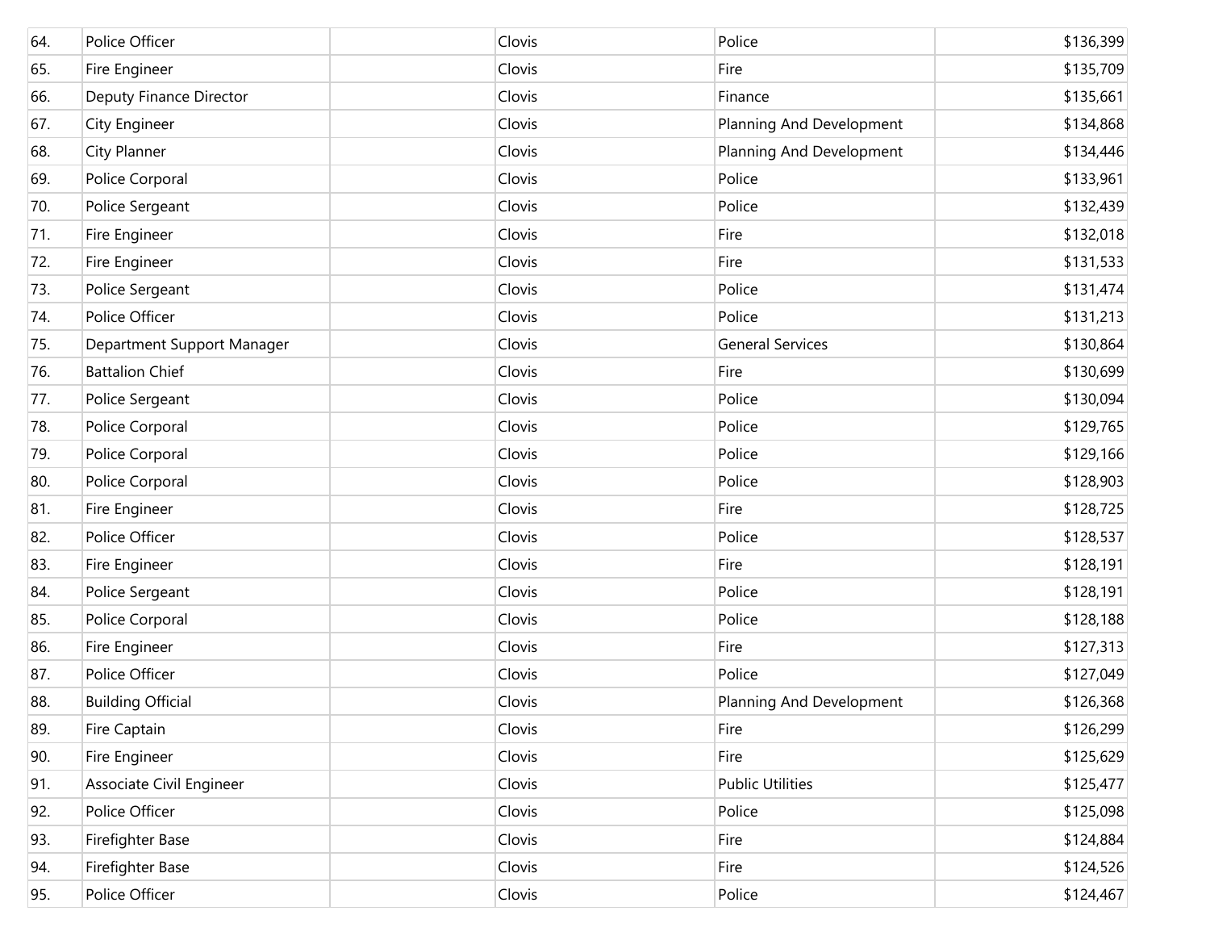| | | | | | |
|---|---|---|---|---|---|
| 64. | Police Officer | | Clovis | Police | $136,399 |
| 65. | Fire Engineer | | Clovis | Fire | $135,709 |
| 66. | Deputy Finance Director | | Clovis | Finance | $135,661 |
| 67. | City Engineer | | Clovis | Planning And Development | $134,868 |
| 68. | City Planner | | Clovis | Planning And Development | $134,446 |
| 69. | Police Corporal | | Clovis | Police | $133,961 |
| 70. | Police Sergeant | | Clovis | Police | $132,439 |
| 71. | Fire Engineer | | Clovis | Fire | $132,018 |
| 72. | Fire Engineer | | Clovis | Fire | $131,533 |
| 73. | Police Sergeant | | Clovis | Police | $131,474 |
| 74. | Police Officer | | Clovis | Police | $131,213 |
| 75. | Department Support Manager | | Clovis | General Services | $130,864 |
| 76. | Battalion Chief | | Clovis | Fire | $130,699 |
| 77. | Police Sergeant | | Clovis | Police | $130,094 |
| 78. | Police Corporal | | Clovis | Police | $129,765 |
| 79. | Police Corporal | | Clovis | Police | $129,166 |
| 80. | Police Corporal | | Clovis | Police | $128,903 |
| 81. | Fire Engineer | | Clovis | Fire | $128,725 |
| 82. | Police Officer | | Clovis | Police | $128,537 |
| 83. | Fire Engineer | | Clovis | Fire | $128,191 |
| 84. | Police Sergeant | | Clovis | Police | $128,191 |
| 85. | Police Corporal | | Clovis | Police | $128,188 |
| 86. | Fire Engineer | | Clovis | Fire | $127,313 |
| 87. | Police Officer | | Clovis | Police | $127,049 |
| 88. | Building Official | | Clovis | Planning And Development | $126,368 |
| 89. | Fire Captain | | Clovis | Fire | $126,299 |
| 90. | Fire Engineer | | Clovis | Fire | $125,629 |
| 91. | Associate Civil Engineer | | Clovis | Public Utilities | $125,477 |
| 92. | Police Officer | | Clovis | Police | $125,098 |
| 93. | Firefighter Base | | Clovis | Fire | $124,884 |
| 94. | Firefighter Base | | Clovis | Fire | $124,526 |
| 95. | Police Officer | | Clovis | Police | $124,467 |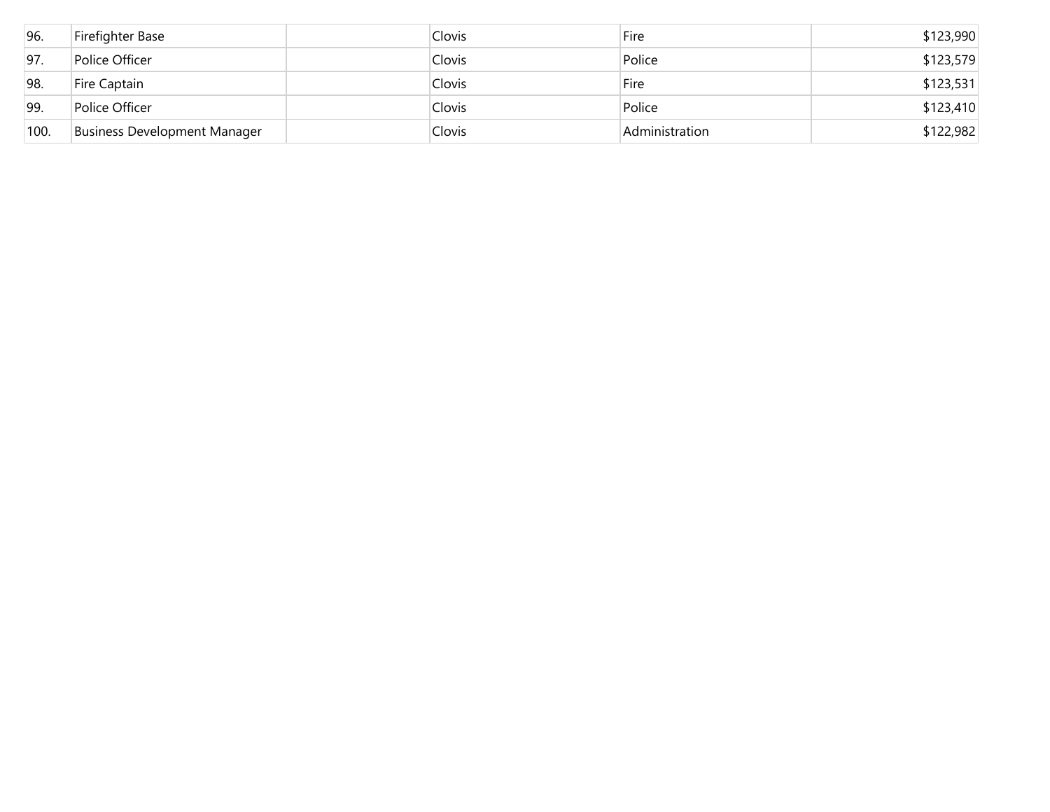| | | | | | |
|---|---|---|---|---|---|
| 96. | Firefighter Base | | Clovis | Fire | $123,990 |
| 97. | Police Officer | | Clovis | Police | $123,579 |
| 98. | Fire Captain | | Clovis | Fire | $123,531 |
| 99. | Police Officer | | Clovis | Police | $123,410 |
| 100. | Business Development Manager | | Clovis | Administration | $122,982 |